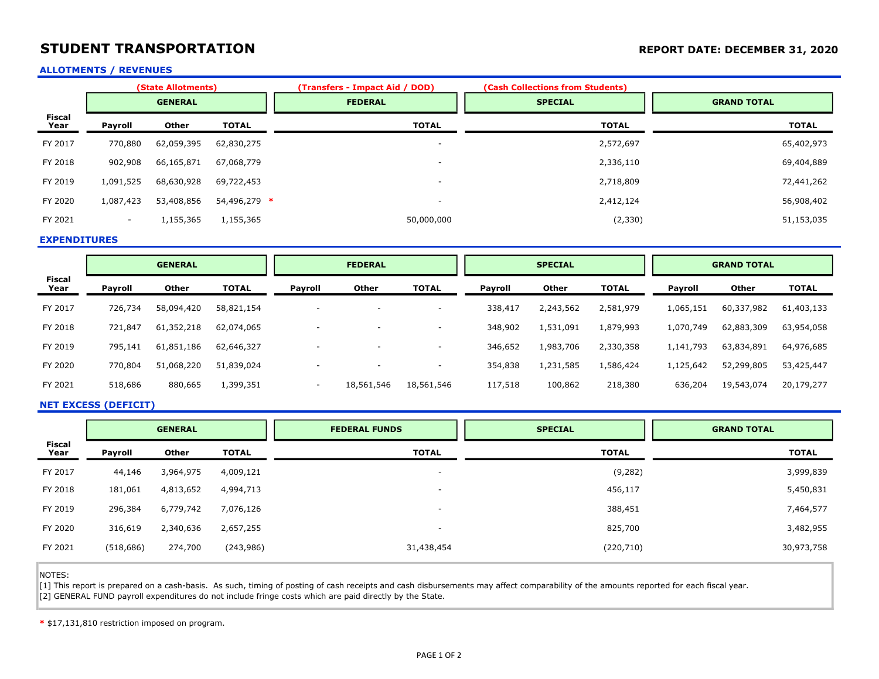# STUDENT TRANSPORTATION

**REPORT DATE: DECEMBER 31, 2020**

## ALLOTMENTS / REVENUES

| Fiscal Year | GENERAL (State Allotments) | | | FEDERAL (Transfers - Impact Aid / DOD) | SPECIAL (Cash Collections from Students) | GRAND TOTAL |
|---|---|---|---|---|---|---|
| | Payroll | Other | TOTAL | TOTAL | TOTAL | TOTAL |
| FY 2017 | 770,880 | 62,059,395 | 62,830,275 | - | 2,572,697 | 65,402,973 |
| FY 2018 | 902,908 | 66,165,871 | 67,068,779 | - | 2,336,110 | 69,404,889 |
| FY 2019 | 1,091,525 | 68,630,928 | 69,722,453 | - | 2,718,809 | 72,441,262 |
| FY 2020 | 1,087,423 | 53,408,856 | 54,496,279 * | - | 2,412,124 | 56,908,402 |
| FY 2021 | - | 1,155,365 | 1,155,365 | 50,000,000 | (2,330) | 51,153,035 |

## EXPENDITURES

| Fiscal Year | GENERAL | | | FEDERAL | | | SPECIAL | | | GRAND TOTAL | | |
|---|---|---|---|---|---|---|---|---|---|---|---|---|
| | Payroll | Other | TOTAL | Payroll | Other | TOTAL | Payroll | Other | TOTAL | Payroll | Other | TOTAL |
| FY 2017 | 726,734 | 58,094,420 | 58,821,154 | - | - | - | 338,417 | 2,243,562 | 2,581,979 | 1,065,151 | 60,337,982 | 61,403,133 |
| FY 2018 | 721,847 | 61,352,218 | 62,074,065 | - | - | - | 348,902 | 1,531,091 | 1,879,993 | 1,070,749 | 62,883,309 | 63,954,058 |
| FY 2019 | 795,141 | 61,851,186 | 62,646,327 | - | - | - | 346,652 | 1,983,706 | 2,330,358 | 1,141,793 | 63,834,891 | 64,976,685 |
| FY 2020 | 770,804 | 51,068,220 | 51,839,024 | - | - | - | 354,838 | 1,231,585 | 1,586,424 | 1,125,642 | 52,299,805 | 53,425,447 |
| FY 2021 | 518,686 | 880,665 | 1,399,351 | - | 18,561,546 | 18,561,546 | 117,518 | 100,862 | 218,380 | 636,204 | 19,543,074 | 20,179,277 |

## NET EXCESS (DEFICIT)

| Fiscal Year | GENERAL | | | FEDERAL FUNDS | SPECIAL | GRAND TOTAL |
|---|---|---|---|---|---|---|
| | Payroll | Other | TOTAL | TOTAL | TOTAL | TOTAL |
| FY 2017 | 44,146 | 3,964,975 | 4,009,121 | - | (9,282) | 3,999,839 |
| FY 2018 | 181,061 | 4,813,652 | 4,994,713 | - | 456,117 | 5,450,831 |
| FY 2019 | 296,384 | 6,779,742 | 7,076,126 | - | 388,451 | 7,464,577 |
| FY 2020 | 316,619 | 2,340,636 | 2,657,255 | - | 825,700 | 3,482,955 |
| FY 2021 | (518,686) | 274,700 | (243,986) | 31,438,454 | (220,710) | 30,973,758 |

NOTES:
[1] This report is prepared on a cash-basis. As such, timing of posting of cash receipts and cash disbursements may affect comparability of the amounts reported for each fiscal year.
[2] GENERAL FUND payroll expenditures do not include fringe costs which are paid directly by the State.

* $17,131,810 restriction imposed on program.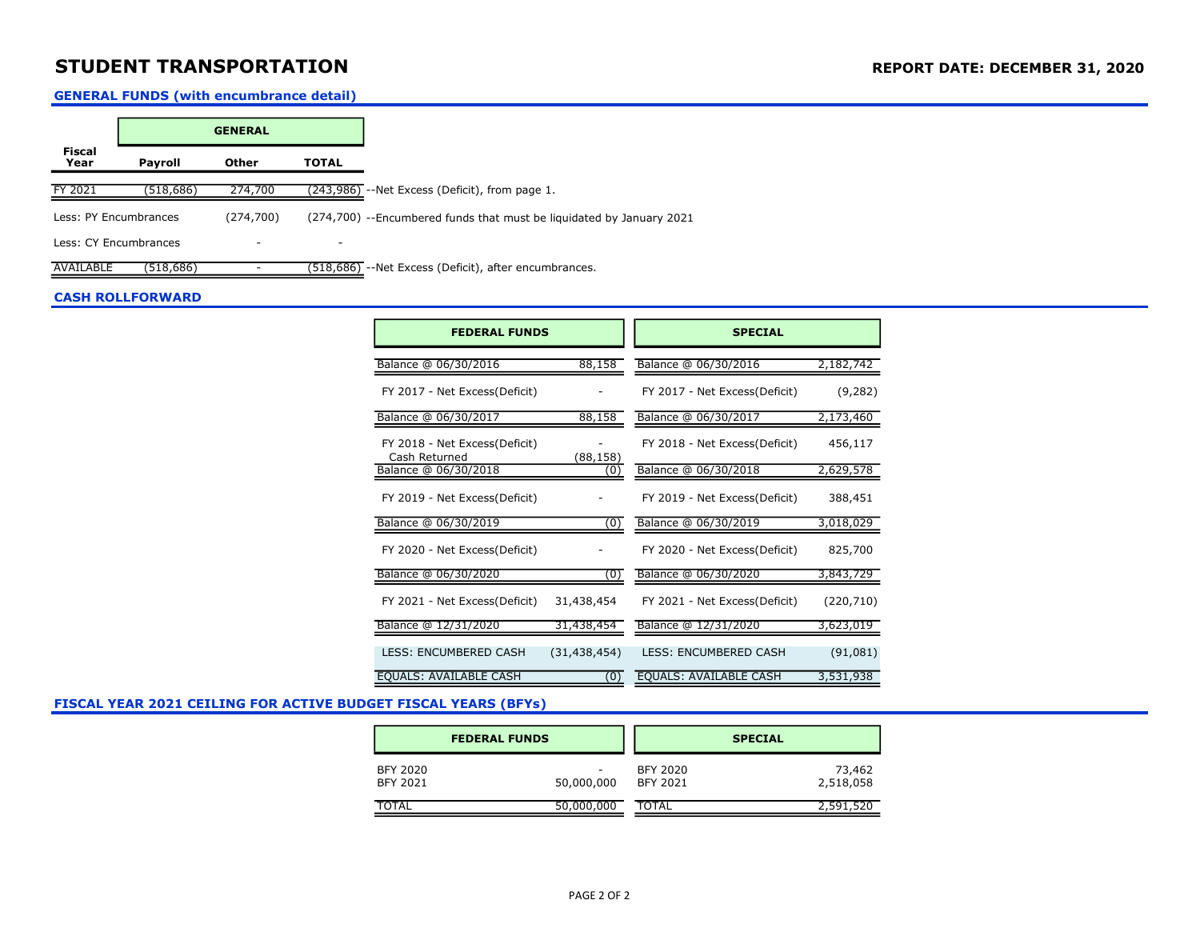# STUDENT TRANSPORTATION

**REPORT DATE: DECEMBER 31, 2020**

## GENERAL FUNDS (with encumbrance detail)

| Fiscal Year | GENERAL Payroll | Other | TOTAL | |
|---|---|---|---|---|
| FY 2021 | (518,686) | 274,700 | (243,986) | --Net Excess (Deficit), from page 1. |
| Less: PY Encumbrances | | (274,700) | (274,700) | --Encumbered funds that must be liquidated by January 2021 |
| Less: CY Encumbrances | | - | - | |
| AVAILABLE | (518,686) | - | (518,686) | --Net Excess (Deficit), after encumbrances. |

## CASH ROLLFORWARD

| FEDERAL FUNDS | | SPECIAL | |
|---|---|---|---|
| Balance @ 06/30/2016 | 88,158 | Balance @ 06/30/2016 | 2,182,742 |
| FY 2017 - Net Excess(Deficit) | - | FY 2017 - Net Excess(Deficit) | (9,282) |
| Balance @ 06/30/2017 | 88,158 | Balance @ 06/30/2017 | 2,173,460 |
| FY 2018 - Net Excess(Deficit) | - | FY 2018 - Net Excess(Deficit) | 456,117 |
| Cash Returned | (88,158) | | |
| Balance @ 06/30/2018 | (0) | Balance @ 06/30/2018 | 2,629,578 |
| FY 2019 - Net Excess(Deficit) | - | FY 2019 - Net Excess(Deficit) | 388,451 |
| Balance @ 06/30/2019 | (0) | Balance @ 06/30/2019 | 3,018,029 |
| FY 2020 - Net Excess(Deficit) | - | FY 2020 - Net Excess(Deficit) | 825,700 |
| Balance @ 06/30/2020 | (0) | Balance @ 06/30/2020 | 3,843,729 |
| FY 2021 - Net Excess(Deficit) | 31,438,454 | FY 2021 - Net Excess(Deficit) | (220,710) |
| Balance @ 12/31/2020 | 31,438,454 | Balance @ 12/31/2020 | 3,623,019 |
| LESS: ENCUMBERED CASH | (31,438,454) | LESS: ENCUMBERED CASH | (91,081) |
| EQUALS: AVAILABLE CASH | (0) | EQUALS: AVAILABLE CASH | 3,531,938 |

## FISCAL YEAR 2021 CEILING FOR ACTIVE BUDGET FISCAL YEARS (BFYs)

| FEDERAL FUNDS | | SPECIAL | |
|---|---|---|---|
| BFY 2020 | - | BFY 2020 | 73,462 |
| BFY 2021 | 50,000,000 | BFY 2021 | 2,518,058 |
| TOTAL | 50,000,000 | TOTAL | 2,591,520 |